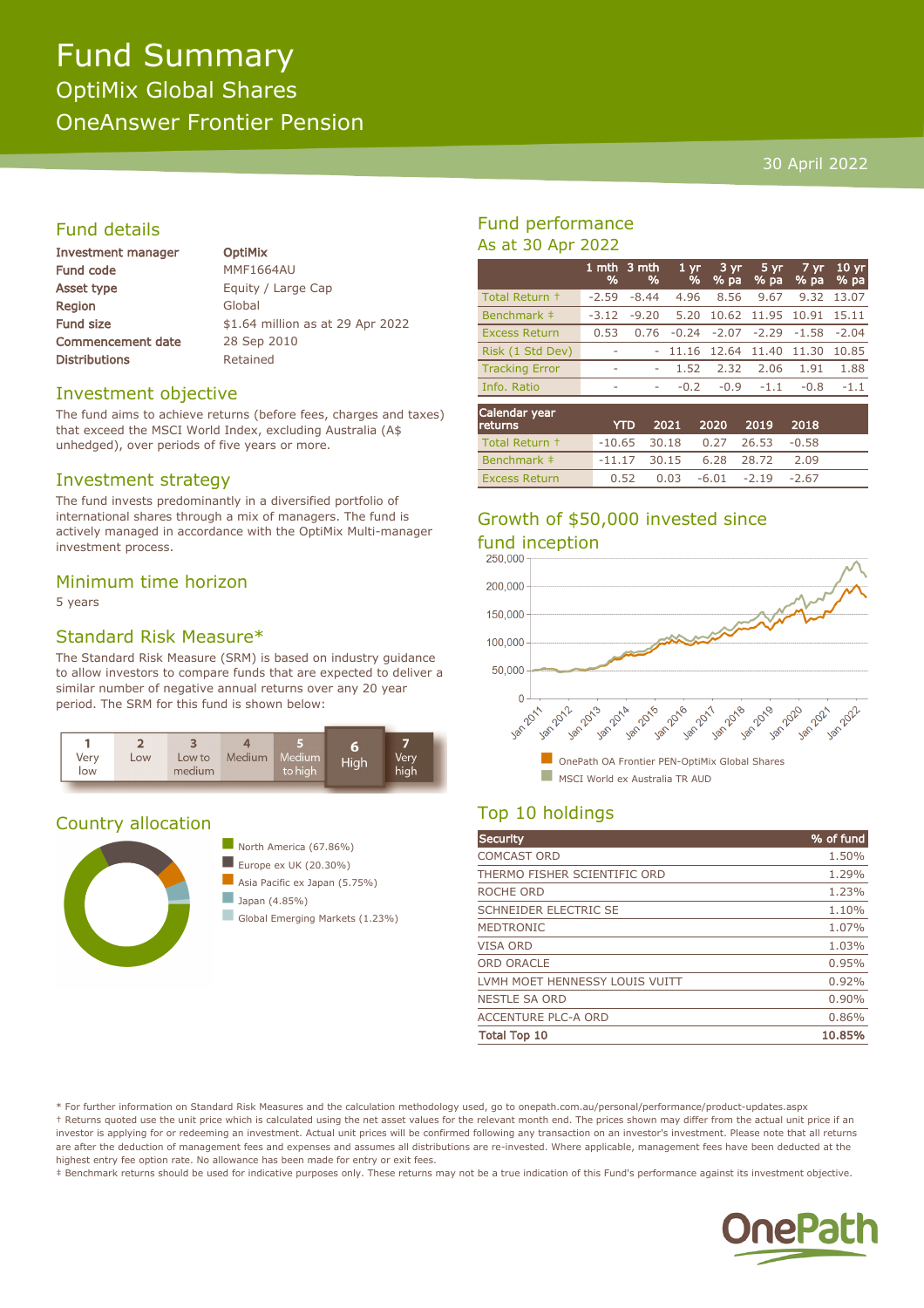# Fund Summary

## OptiMix Global Shares

## OneAnswer Frontier Pension

30 April 2022

## Fund details

| | |
|---|---|
| **Investment manager** | **OptiMix** |
| Fund code | MMF1664AU |
| Asset type | Equity / Large Cap |
| Region | Global |
| Fund size | $1.64 million as at 29 Apr 2022 |
| Commencement date | 28 Sep 2010 |
| Distributions | Retained |

## Investment objective

The fund aims to achieve returns (before fees, charges and taxes) that exceed the MSCI World Index, excluding Australia (A$ unhedged), over periods of five years or more.

## Investment strategy

The fund invests predominantly in a diversified portfolio of international shares through a mix of managers. The fund is actively managed in accordance with the OptiMix Multi-manager investment process.

## Minimum time horizon

5 years

## Standard Risk Measure*

The Standard Risk Measure (SRM) is based on industry guidance to allow investors to compare funds that are expected to deliver a similar number of negative annual returns over any 20 year period. The SRM for this fund is shown below:

| 1 Very low | 2 Low | 3 Low to medium | 4 Medium | 5 Medium to high | **6 High** | 7 Very high |
|---|---|---|---|---|---|---|

## Country allocation

- North America (67.86%)
- Europe ex UK (20.30%)
- Asia Pacific ex Japan (5.75%)
- Japan (4.85%)
- Global Emerging Markets (1.23%)

## Fund performance

As at 30 Apr 2022

| | 1 mth % | 3 mth % | 1 yr % | 3 yr % pa | 5 yr % pa | 7 yr % pa | 10 yr % pa |
|---|---|---|---|---|---|---|---|
| Total Return † | -2.59 | -8.44 | 4.96 | 8.56 | 9.67 | 9.32 | 13.07 |
| Benchmark ‡ | -3.12 | -9.20 | 5.20 | 10.62 | 11.95 | 10.91 | 15.11 |
| Excess Return | 0.53 | 0.76 | -0.24 | -2.07 | -2.29 | -1.58 | -2.04 |
| Risk (1 Std Dev) | - | - | 11.16 | 12.64 | 11.40 | 11.30 | 10.85 |
| Tracking Error | - | - | 1.52 | 2.32 | 2.06 | 1.91 | 1.88 |
| Info. Ratio | - | - | -0.2 | -0.9 | -1.1 | -0.8 | -1.1 |

| Calendar year returns | YTD | 2021 | 2020 | 2019 | 2018 |
|---|---|---|---|---|---|
| Total Return † | -10.65 | 30.18 | 0.27 | 26.53 | -0.58 |
| Benchmark ‡ | -11.17 | 30.15 | 6.28 | 28.72 | 2.09 |
| Excess Return | 0.52 | 0.03 | -6.01 | -2.19 | -2.67 |

## Growth of $50,000 invested since fund inception

- OnePath OA Frontier PEN-OptiMix Global Shares
- MSCI World ex Australia TR AUD

## Top 10 holdings

| Security | % of fund |
|---|---|
| COMCAST ORD | 1.50% |
| THERMO FISHER SCIENTIFIC ORD | 1.29% |
| ROCHE ORD | 1.23% |
| SCHNEIDER ELECTRIC SE | 1.10% |
| MEDTRONIC | 1.07% |
| VISA ORD | 1.03% |
| ORD ORACLE | 0.95% |
| LVMH MOET HENNESSY LOUIS VUITT | 0.92% |
| NESTLE SA ORD | 0.90% |
| ACCENTURE PLC-A ORD | 0.86% |
| **Total Top 10** | **10.85%** |

\* For further information on Standard Risk Measures and the calculation methodology used, go to onepath.com.au/personal/performance/product-updates.aspx

† Returns quoted use the unit price which is calculated using the net asset values for the relevant month end. The prices shown may differ from the actual unit price if an investor is applying for or redeeming an investment. Actual unit prices will be confirmed following any transaction on an investor's investment. Please note that all returns are after the deduction of management fees and expenses and assumes all distributions are re-invested. Where applicable, management fees have been deducted at the highest entry fee option rate. No allowance has been made for entry or exit fees.

‡ Benchmark returns should be used for indicative purposes only. These returns may not be a true indication of this Fund's performance against its investment objective.

OnePath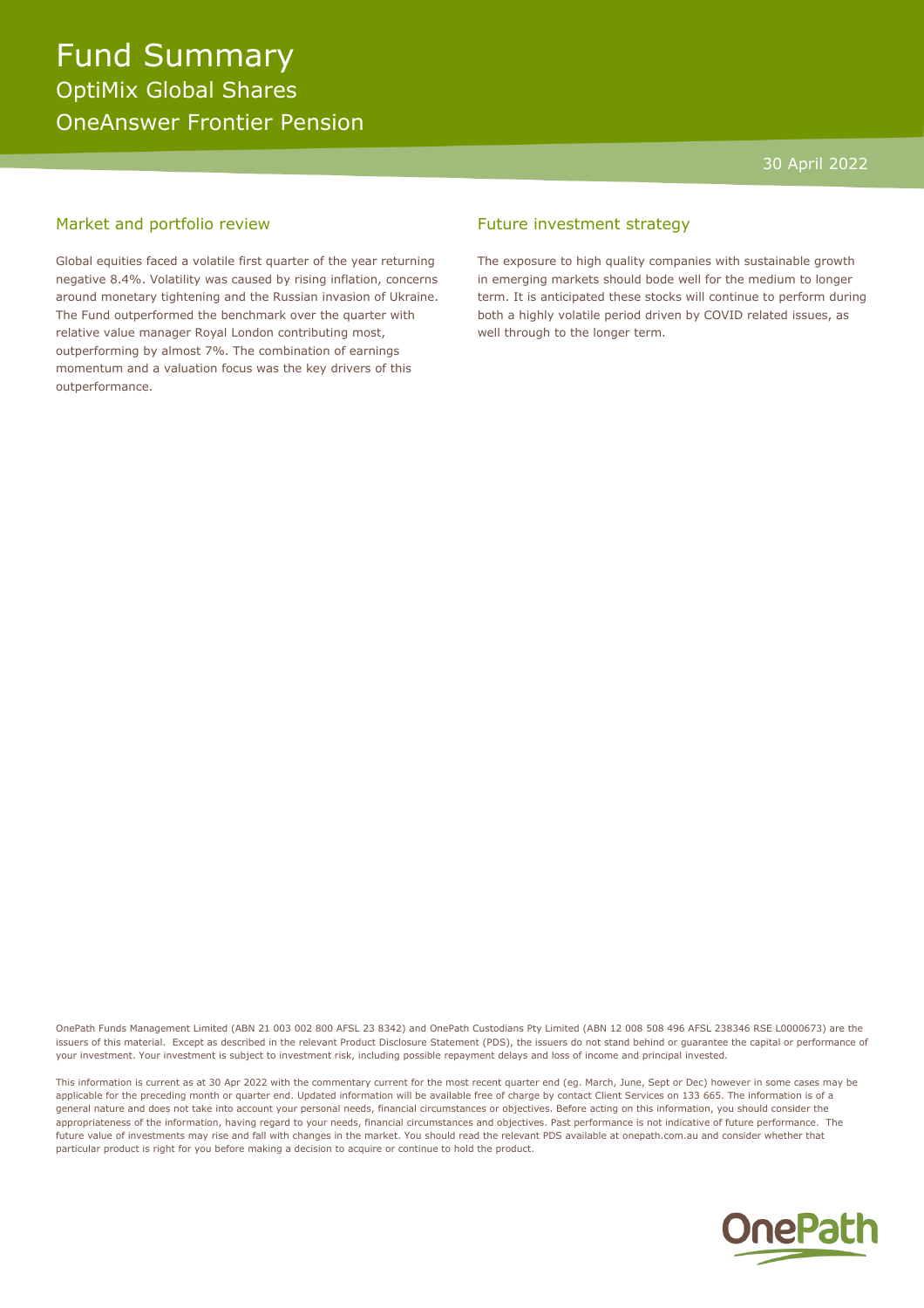# Fund Summary

## OptiMix Global Shares

## OneAnswer Frontier Pension

30 April 2022

### Market and portfolio review

Global equities faced a volatile first quarter of the year returning negative 8.4%. Volatility was caused by rising inflation, concerns around monetary tightening and the Russian invasion of Ukraine. The Fund outperformed the benchmark over the quarter with relative value manager Royal London contributing most, outperforming by almost 7%. The combination of earnings momentum and a valuation focus was the key drivers of this outperformance.

### Future investment strategy

The exposure to high quality companies with sustainable growth in emerging markets should bode well for the medium to longer term. It is anticipated these stocks will continue to perform during both a highly volatile period driven by COVID related issues, as well through to the longer term.

OnePath Funds Management Limited (ABN 21 003 002 800 AFSL 23 8342) and OnePath Custodians Pty Limited (ABN 12 008 508 496 AFSL 238346 RSE L0000673) are the issuers of this material. Except as described in the relevant Product Disclosure Statement (PDS), the issuers do not stand behind or guarantee the capital or performance of your investment. Your investment is subject to investment risk, including possible repayment delays and loss of income and principal invested.

This information is current as at 30 Apr 2022 with the commentary current for the most recent quarter end (eg. March, June, Sept or Dec) however in some cases may be applicable for the preceding month or quarter end. Updated information will be available free of charge by contact Client Services on 133 665. The information is of a general nature and does not take into account your personal needs, financial circumstances or objectives. Before acting on this information, you should consider the appropriateness of the information, having regard to your needs, financial circumstances and objectives. Past performance is not indicative of future performance. The future value of investments may rise and fall with changes in the market. You should read the relevant PDS available at onepath.com.au and consider whether that particular product is right for you before making a decision to acquire or continue to hold the product.

OnePath